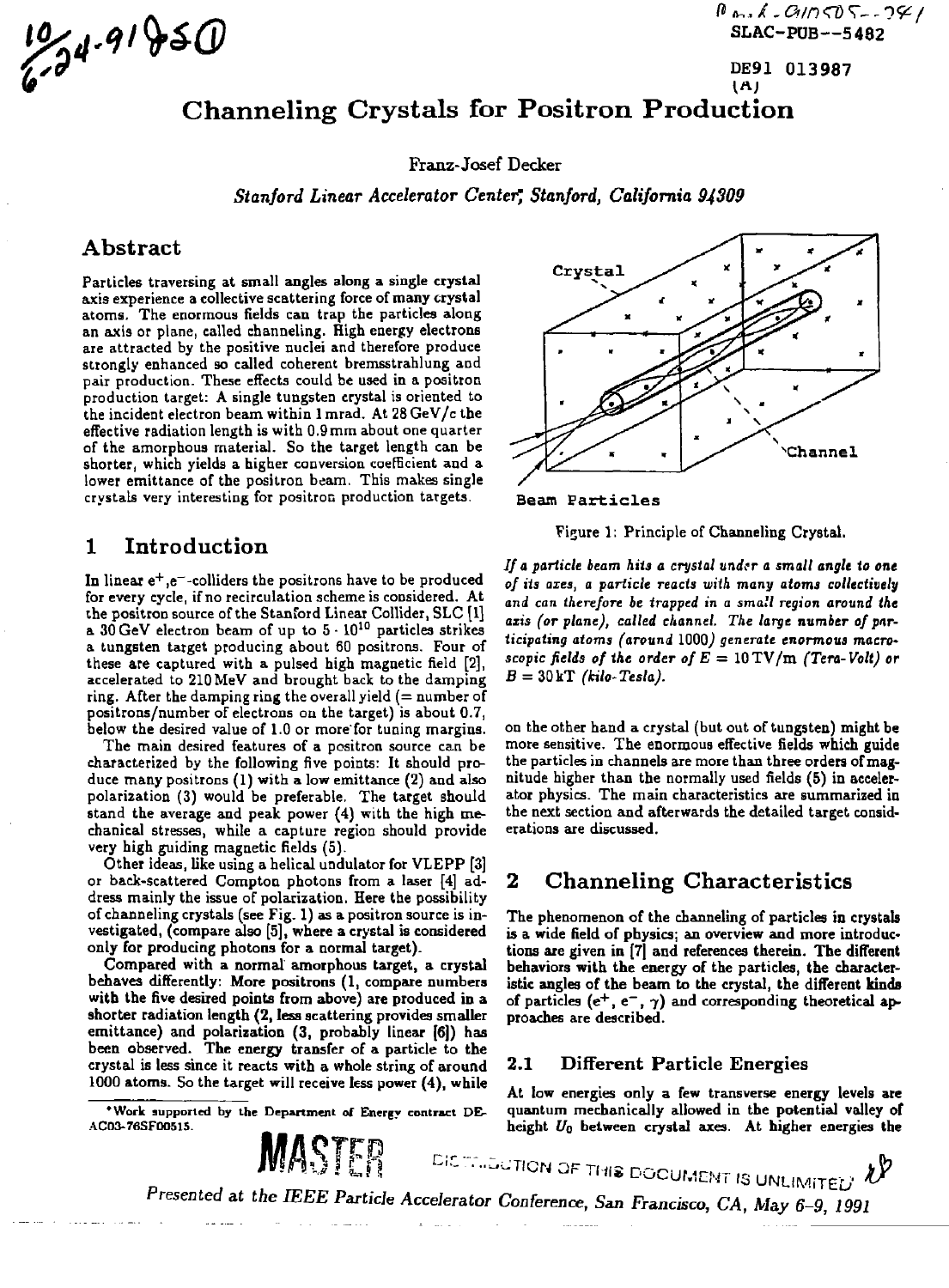SLAC-PUB--5482

DE91 013987

# Channeling Crystals for Positron Production

Franz-Josef Decker

*Stanford Linear Accelerator Center*,* Stanford, California 94309*

## Abstract

Particles traversing at small angles along a single crystal axis experience a collective scattering force of many crystal atoms. The enormous fields can trap the particles along an axis or plane, called channeling. High energy electrons are attracted by the positive nuclei and therefore produce strongly enhanced so called coherent bremsstrahlung and pair production. These effects could be used in a positron production target: A single tungsten crystal is oriented to the incident electron beam within 1 mrad. At 28 GeV/c the effective radiation length is with 0.9 mm about one quarter of the amorphous material. So the target length can be shorter, which yields a higher conversion coefficient and a lower emittance of the positron beam. This makes single crystals very interesting for positron production targets.

## 1 Introduction

In linear $e^+,e^-$-colliders the positrons have to be produced for every cycle, if no recirculation scheme is considered. At the positron source of the Stanford Linear Collider, SLC [1] a 30 GeV electron beam of up to $5 \cdot 10^{10}$ particles strikes a tungsten target producing about 60 positrons. Four of these are captured with a pulsed high magnetic field [2], accelerated to 210 MeV and brought back to the damping ring. After the damping ring the overall yield (= number of positrons/number of electrons on the target) is about 0.7, below the desired value of 1.0 or more for tuning margins.

The main desired features of a positron source can be characterized by the following five points: It should produce many positrons (1) with a low emittance (2) and also polarization (3) would be preferable. The target should stand the average and peak power (4) with the high mechanical stresses, while a capture region should provide very high guiding magnetic fields (5).

Other ideas, like using a helical undulator for VLEPP [3] or back-scattered Compton photons from a laser [4] address mainly the issue of polarization. Here the possibility of channeling crystals (see Fig. 1) as a positron source is investigated, (compare also [5], where a crystal is considered only for producing photons for a normal target).

Compared with a normal amorphous target, a crystal behaves differently: More positrons (1, compare numbers with the five desired points from above) are produced in a shorter radiation length (2, less scattering provides smaller emittance) and polarization (3, probably linear [6]) has been observed. The energy transfer of a particle to the crystal is less since it reacts with a whole string of around 1000 atoms. So the target will receive less power (4), while on the other hand a crystal (but out of tungsten) might be more sensitive. The enormous effective fields which guide the particles in channels are more than three orders of magnitude higher than the normally used fields (5) in accelerator physics. The main characteristics are summarized in the next section and afterwards the detailed target considerations are discussed.

Figure 1: Principle of Channeling Crystal.

*If a particle beam hits a crystal under a small angle to one of its axes, a particle reacts with many atoms collectively and can therefore be trapped in a small region around the axis (or plane), called channel. The large number of participating atoms (around 1000) generate enormous macroscopic fields of the order of $E = 10\,\mathrm{TV/m}$ (Tera-Volt) or $B = 30\,\mathrm{kT}$ (kilo-Tesla).*

## 2 Channeling Characteristics

The phenomenon of the channeling of particles in crystals is a wide field of physics; an overview and more introductions are given in [7] and references therein. The different behaviors with the energy of the particles, the characteristic angles of the beam to the crystal, the different kinds of particles ($e^+$, $e^-$, $\gamma$) and corresponding theoretical approaches are described.

### 2.1 Different Particle Energies

At low energies only a few transverse energy levels are quantum mechanically allowed in the potential valley of height $U_0$ between crystal axes. At higher energies the

*Work supported by the Department of Energy contract DE-AC03-76SF00515.

*Presented at the IEEE Particle Accelerator Conference, San Francisco, CA, May 6-9, 1991*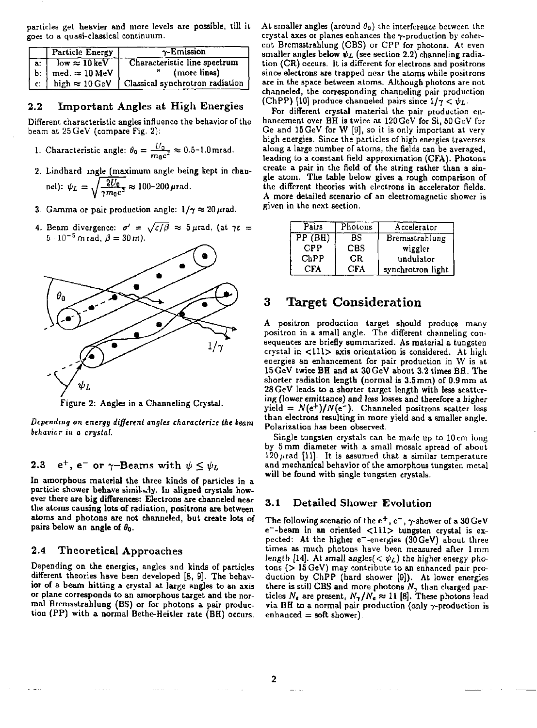particles get heavier and more levels are possible, till it goes to a quasi-classical continuum.

| | Particle Energy | γ-Emission |
|---|---|---|
| a: | low ≈ 10 keV | Characteristic line spectrum |
| b: | med. ≈ 10 MeV | " (more lines) |
| c: | high ≈ 10 GeV | Classical synchrotron radiation |

## 2.2 Important Angles at High Energies

Different characteristic angles influence the behavior of the beam at 25 GeV (compare Fig. 2):

1. Characteristic angle: $\theta_0 = \frac{U_0}{m_0 c^2} \approx 0.5\text{–}1.0\,\text{mrad}$.
2. Lindhard angle (maximum angle being kept in channel): $\psi_L = \sqrt{\frac{2U_0}{\gamma m_0 c^2}} \approx 100\text{–}200\,\mu\text{rad}$.
3. Gamma or pair production angle: $1/\gamma \approx 20\,\mu\text{rad}$.
4. Beam divergence: $\sigma' = \sqrt{\varepsilon/\beta} \approx 5\,\mu\text{rad}$, (at $\gamma\varepsilon = 5 \cdot 10^{-5}\,m\,\text{rad}$, $\beta = 30\,\text{m}$).

Figure 2: Angles in a Channeling Crystal.

*Depending on energy different angles characterize the beam behavior in a crystal.*

## 2.3 e$^+$, e$^-$ or γ-Beams with $\psi \leq \psi_L$

In amorphous material the three kinds of particles in a particle shower behave similarly. In aligned crystals however there are big differences: Electrons are channeled near the atoms causing lots of radiation, positrons are between atoms and photons are not channeled, but create lots of pairs below an angle of $\theta_0$.

## 2.4 Theoretical Approaches

Depending on the energies, angles and kinds of particles different theories have been developed [8, 9]. The behavior of a beam hitting a crystal at large angles to an axis or plane corresponds to an amorphous target and the normal Bremsstrahlung (BS) or for photons a pair production (PP) with a normal Bethe-Heitler rate (BH) occurs. At smaller angles (around $\theta_0$) the interference between the crystal axes or planes enhances the γ-production by coherent Bremsstrahlung (CBS) or CPP for photons. At even smaller angles below $\psi_L$ (see section 2.2) channeling radiation (CR) occurs. It is different for electrons and positrons since electrons are trapped near the atoms while positrons are in the space between atoms. Although photons are not channeled, the corresponding channeling pair production (ChPP) [10] produce channeled pairs since $1/\gamma < \psi_L$.

For different crystal material the pair production enhancement over BH is twice at 120 GeV for Si, 50 GeV for Ge and 15 GeV for W [9], so it is only important at very high energies. Since the particles of high energies traverses along a large number of atoms, the fields can be averaged, leading to a constant field approximation (CFA). Photons create a pair in the field of the string rather than a single atom. The table below gives a rough comparison of the different theories with electrons in accelerator fields. A more detailed scenario of an electromagnetic shower is given in the next section.

| Pairs | Photons | Accelerator |
|---|---|---|
| PP (BH) | BS | Bremsstrahlung |
| CPP | CBS | wiggler |
| ChPP | CR | undulator |
| CFA | CFA | synchrotron light |

# 3 Target Consideration

A positron production target should produce many positron in a small angle. The different channeling consequences are briefly summarized. As material a tungsten crystal in <111> axis orientation is considered. At high energies an enhancement for pair production in W is at 15 GeV twice BH and at 30 GeV about 3.2 times BH. The shorter radiation length (normal is 3.5 mm) of 0.9 mm at 28 GeV leads to a shorter target length with less scattering (lower emittance) and less losses and therefore a higher yield = $N(e^+)/N(e^-)$. Channeled positrons scatter less than electrons resulting in more yield and a smaller angle. Polarization has been observed.

Single tungsten crystals can be made up to 10 cm long by 5 mm diameter with a small mosaic spread of about 120 μrad [11]. It is assumed that a similar temperature and mechanical behavior of the amorphous tungsten metal will be found with single tungsten crystals.

## 3.1 Detailed Shower Evolution

The following scenario of the e$^+$, e$^-$, γ-shower of a 30 GeV e$^-$-beam in an oriented <111> tungsten crystal is expected: At the higher e$^-$-energies (30 GeV) about three times as much photons have been measured after 1 mm length [14]. At small angles($< \psi_L$) the higher energy photons (> 15 GeV) may contribute to an enhanced pair production by ChPP (hard shower [9]). At lower energies there is still CBS and more photons $N_\gamma$ than charged particles $N_e$ are present, $N_\gamma/N_e \approx 11$ [8]. These photons lead via BH to a normal pair production (only γ-production is enhanced = soft shower).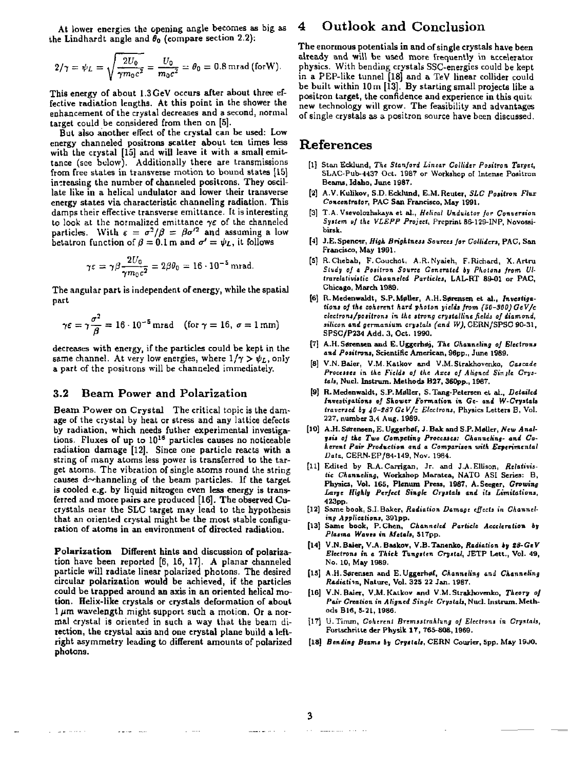At lower energies the opening angle becomes as big as the Lindhardt angle and $\theta_0$ (compare section 2.2):

$$2/\gamma = \psi_L = \sqrt{\frac{2U_0}{\gamma m_0 c^2}} = \frac{U_0}{m_0 c^2} = \theta_0 = 0.8\,\text{mrad (forW)}.$$

This energy of about 1.3 GeV occurs after about three effective radiation lengths. At this point in the shower the enhancement of the crystal decreases and a second, normal target could be considered from then on [5].

But also another effect of the crystal can be used: Low energy channeled positrons scatter about ten times less with the crystal [15] and will leave it with a small emittance (see below). Additionally there are transmissions from free states in transverse motion to bound states [15] increasing the number of channeled positrons. They oscillate like in a helical undulator and lower their transverse energy states via characteristic channeling radiation. This damps their effective transverse emittance. It is interesting to look at the normalized emittance $\gamma\epsilon$ of the channeled particles. With $\epsilon = \sigma^2/\beta = \beta\sigma'^2$ and assuming a low betatron function of $\beta = 0.1$ m and $\sigma' = \psi_L$, it follows

$$\gamma\epsilon = \gamma\beta\frac{2U_0}{\gamma m_0 c^2} = 2\beta\theta_0 = 16 \cdot 10^{-5}\,\text{mrad}.$$

The angular part is independent of energy, while the spatial part

$$\gamma\epsilon = \gamma\frac{\sigma^2}{\beta} = 16 \cdot 10^{-5}\,\text{mrad} \quad (\text{for } \gamma = 16,\ \sigma = 1\,\text{mm})$$

decreases with energy, if the particles could be kept in the same channel. At very low energies, where $1/\gamma > \psi_L$, only a part of the positrons will be channeled immediately.

### 3.2 Beam Power and Polarization

**Beam Power on Crystal** The critical topic is the damage of the crystal by heat or stress and any lattice defects by radiation, which needs futher experimental investigations. Fluxes of up to $10^{16}$ particles causes no noticeable radiation damage [12]. Since one particle reacts with a string of many atoms less power is transferred to the target atoms. The vibration of single atoms round the string causes dechanneling of the beam particles. If the target is cooled e.g. by liquid nitrogen even less energy is transferred and more pairs are produced [16]. The observed Cu-crystals near the SLC target may lead to the hypothesis that an oriented crystal might be the most stable configuration of atoms in an environment of directed radiation.

**Polarization** Different hints and discussion of polarization have been reported [6, 16, 17]. A planar channeled particle will radiate linear polarized photons. The desired circular polarization would be achieved, if the particles could be trapped around an axis in an oriented helical motion. Helix-like crystals or crystals deformation of about 1 $\mu$m wavelength might support such a motion. Or a normal crystal is oriented in such a way that the beam direction, the crystal axis and one crystal plane build a left-right asymmetry leading to different amounts of polarized photons.

## 4 Outlook and Conclusion

The enormous potentials in and of single crystals have been already and will be used more frequently in accelerator physics. With bending crystals SSC-energies could be kept in a PEP-like tunnel [18] and a TeV linear collider could be built within 10 m [13]. By starting small projects like a positron target, the confidence and experience in this quite new technology will grow. The feasibility and advantages of single crystals as a positron source have been discussed.

## References

[1] Stan Ecklund, *The Stanford Linear Collider Positron Target*, SLAC-Pub-4437 Oct. 1987 or Workshop of Intense Positron Beams, Idaho, June 1987.

[2] A.V. Kulikov, S.D. Ecklund, E.M. Reuter, *SLC Positron Flux Concentrator*, PAC San Francisco, May 1991.

[3] T.A. Vsevolozhskaya et al., *Helical Undulator for Conversion System of the VLEPP Project*, Preprint 86-129-INP, Novossibirsk.

[4] J.E. Spencer, *High Brightness Sources for Colliders*, PAC, San Francisco, May 1991.

[5] R. Chehab, F. Couchot, A.R. Nyaieh, F. Richard, X. Artru *Study of a Positron Source Generated by Photons from Ultrarelativistic Channeled Particles*, LAL-RT 89-01 or PAC, Chicago, March 1989.

[6] R. Medenwaldt, S.P. Møller, A.H. Sørensen et al., *Investigations of the coherent hard photon yields from (50-300) GeV/c electrons/positrons in the strong crystalline fields of diamond, silicon and germanium crystals (and W)*, CERN/SPSC 90-31, SPSC/P234 Add. 3, Oct. 1990.

[7] A.H. Sørensen and E. Uggerhøj, *The Channeling of Electrons and Positrons*, Scientific American, 96pp., June 1989.

[8] V.N. Baier, V.M. Katkov and V.M. Strakhovenko, *Cascade Processes in the Fields of the Axes of Aligned Single Crystals*, Nucl. Instrum. Methods B27, 360pp., 1987.

[9] R. Medenwaldt, S.P. Møller, S. Tang-Petersen et al., *Detailed Investigations of Shower Formation in Ge- and W-Crystals traversed by 40-287 GeV/c Electrons*, Physics Letters B, Vol. 227, number 3,4 Aug. 1989.

[10] A.H. Sørensen, E. Uggerhøf, J. Bak and S.P. Møller, *New Analysis of the Two Competing Processes: Channeling- and Coherent Pair Production and a Comparison with Experimental Data*, CERN-EP/84-149, Nov. 1984.

[11] Edited by R.A. Carrigan, Jr. and J.A. Ellison, *Relativistic Channeling*, Workshop Maratea, NATO ASI Series: B, Physics, Vol. 165, Plenum Press, 1987, A. Seeger, *Growing Large Highly Perfect Single Crystals and its Limitations*, 423pp.

[12] Same book, S.I. Baker, *Radiation Damage effects in Channeling Applications*, 391pp.

[13] Same book, P. Chen, *Channeled Particle Acceleration by Plasma Waves in Metals*, 517pp.

[14] V.N. Baier, V.A. Baskov, V.B. Tanenko, *Radiation by 28-GeV Electrons in a Thick Tungsten Crystal*, JETP Lett., Vol. 49, No. 10, May 1989.

[15] A.H. Sørensen and E. Uggerhøf, *Channeling and Channeling Radiation*, Nature, Vol. 325 22 Jan. 1987.

[16] V.N. Baier, V.M. Katkov and V.M. Strakhovenko, *Theory of Pair Creation in Aligned Single Crystals*, Nucl. Instrum. Methods B16, 5-21, 1986.

[17] U. Timm, *Coherent Bremsstrahlung of Electrons in Crystals*, Fortschritte der Physik 17, 765-808, 1969.

[18] *Bending Beams by Crystals*, CERN Courier, 5pp. May 1990.